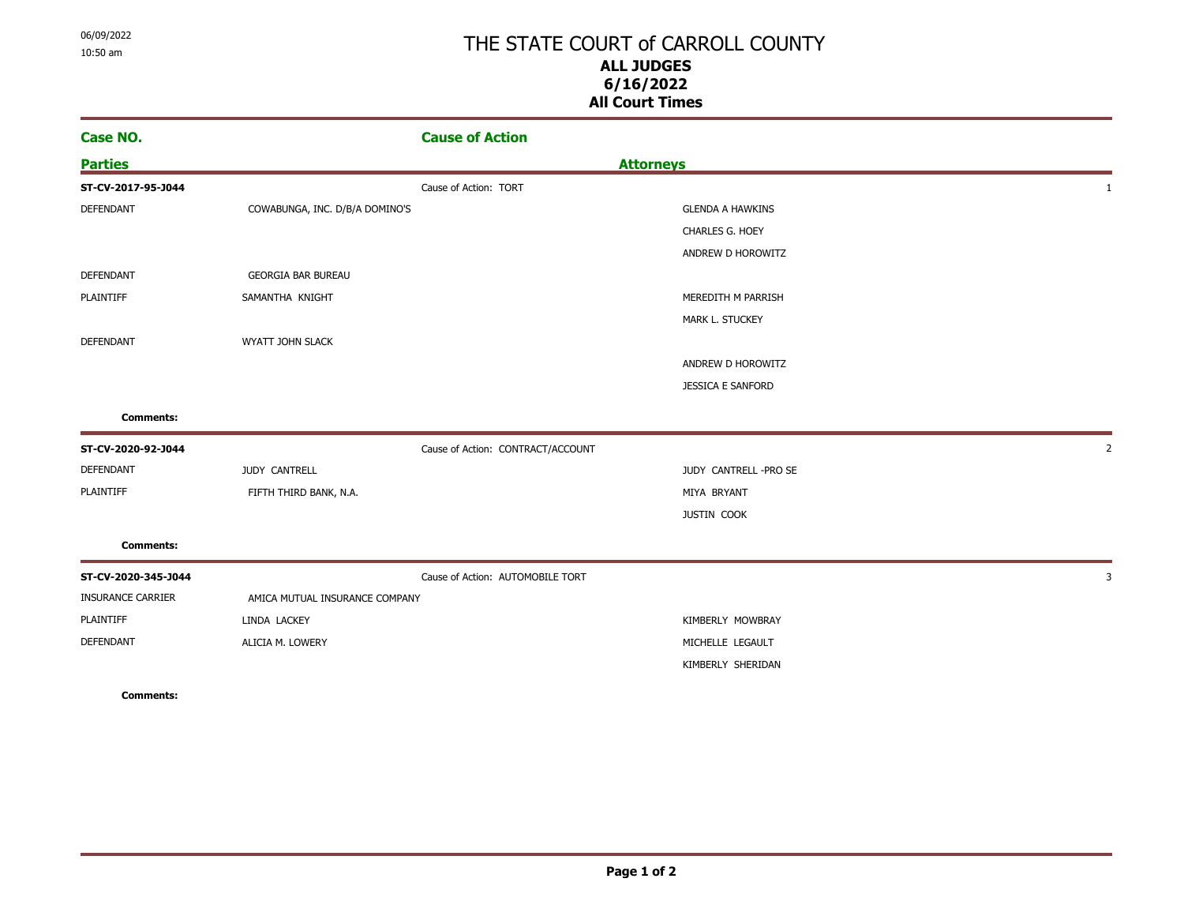06/09/2022
10:50 am

# THE STATE COURT of CARROLL COUNTY

**ALL JUDGES**
**6/16/2022**
**All Court Times**

| Case NO. / Parties | | Cause of Action / Attorneys | |
|---|---|---|---|
| **ST-CV-2017-95-J044** | | Cause of Action: TORT | 1 |
| DEFENDANT | COWABUNGA, INC. D/B/A DOMINO'S | GLENDA A HAWKINS | |
| | | CHARLES G. HOEY | |
| | | ANDREW D HOROWITZ | |
| DEFENDANT | GEORGIA BAR BUREAU | | |
| PLAINTIFF | SAMANTHA KNIGHT | MEREDITH M PARRISH | |
| | | MARK L. STUCKEY | |
| DEFENDANT | WYATT JOHN SLACK | | |
| | | ANDREW D HOROWITZ | |
| | | JESSICA E SANFORD | |
| **Comments:** | | | |
| **ST-CV-2020-92-J044** | | Cause of Action: CONTRACT/ACCOUNT | 2 |
| DEFENDANT | JUDY CANTRELL | JUDY CANTRELL -PRO SE | |
| PLAINTIFF | FIFTH THIRD BANK, N.A. | MIYA BRYANT | |
| | | JUSTIN COOK | |
| **Comments:** | | | |
| **ST-CV-2020-345-J044** | | Cause of Action: AUTOMOBILE TORT | 3 |
| INSURANCE CARRIER | AMICA MUTUAL INSURANCE COMPANY | | |
| PLAINTIFF | LINDA LACKEY | KIMBERLY MOWBRAY | |
| DEFENDANT | ALICIA M. LOWERY | MICHELLE LEGAULT | |
| | | KIMBERLY SHERIDAN | |
| **Comments:** | | | |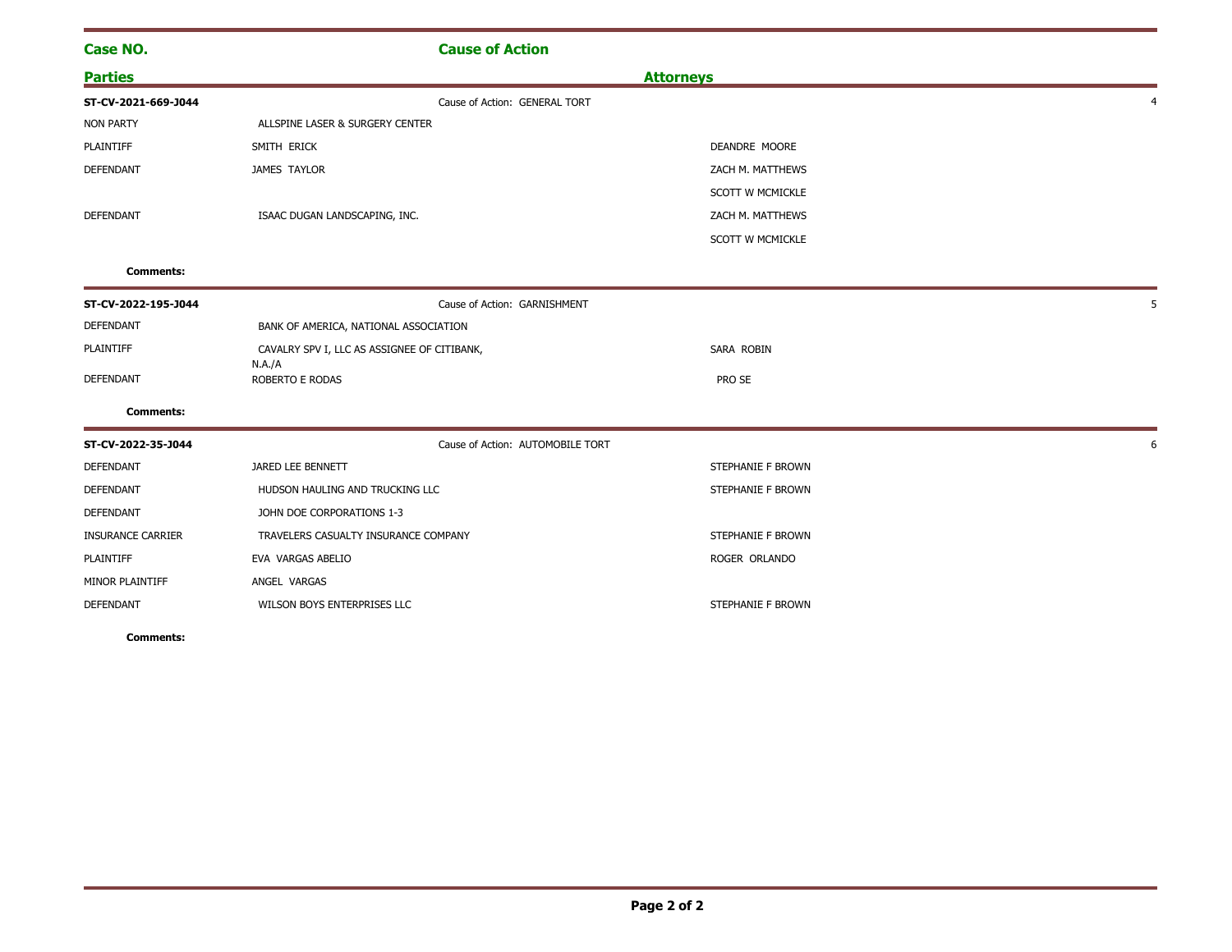| Case NO. | Cause of Action | | |
|---|---|---|---|
| **Parties** | | **Attorneys** | |
| **ST-CV-2021-669-J044** | Cause of Action: GENERAL TORT | | 4 |
| NON PARTY | ALLSPINE LASER & SURGERY CENTER | | |
| PLAINTIFF | SMITH ERICK | DEANDRE MOORE | |
| DEFENDANT | JAMES TAYLOR | ZACH M. MATTHEWS | |
| | | SCOTT W MCMICKLE | |
| DEFENDANT | ISAAC DUGAN LANDSCAPING, INC. | ZACH M. MATTHEWS | |
| | | SCOTT W MCMICKLE | |
| **Comments:** | | | |
| **ST-CV-2022-195-J044** | Cause of Action: GARNISHMENT | | 5 |
| DEFENDANT | BANK OF AMERICA, NATIONAL ASSOCIATION | | |
| PLAINTIFF | CAVALRY SPV I, LLC AS ASSIGNEE OF CITIBANK, N.A./A | SARA ROBIN | |
| DEFENDANT | ROBERTO E RODAS | PRO SE | |
| **Comments:** | | | |
| **ST-CV-2022-35-J044** | Cause of Action: AUTOMOBILE TORT | | 6 |
| DEFENDANT | JARED LEE BENNETT | STEPHANIE F BROWN | |
| DEFENDANT | HUDSON HAULING AND TRUCKING LLC | STEPHANIE F BROWN | |
| DEFENDANT | JOHN DOE CORPORATIONS 1-3 | | |
| INSURANCE CARRIER | TRAVELERS CASUALTY INSURANCE COMPANY | STEPHANIE F BROWN | |
| PLAINTIFF | EVA VARGAS ABELIO | ROGER ORLANDO | |
| MINOR PLAINTIFF | ANGEL VARGAS | | |
| DEFENDANT | WILSON BOYS ENTERPRISES LLC | STEPHANIE F BROWN | |
| **Comments:** | | | |